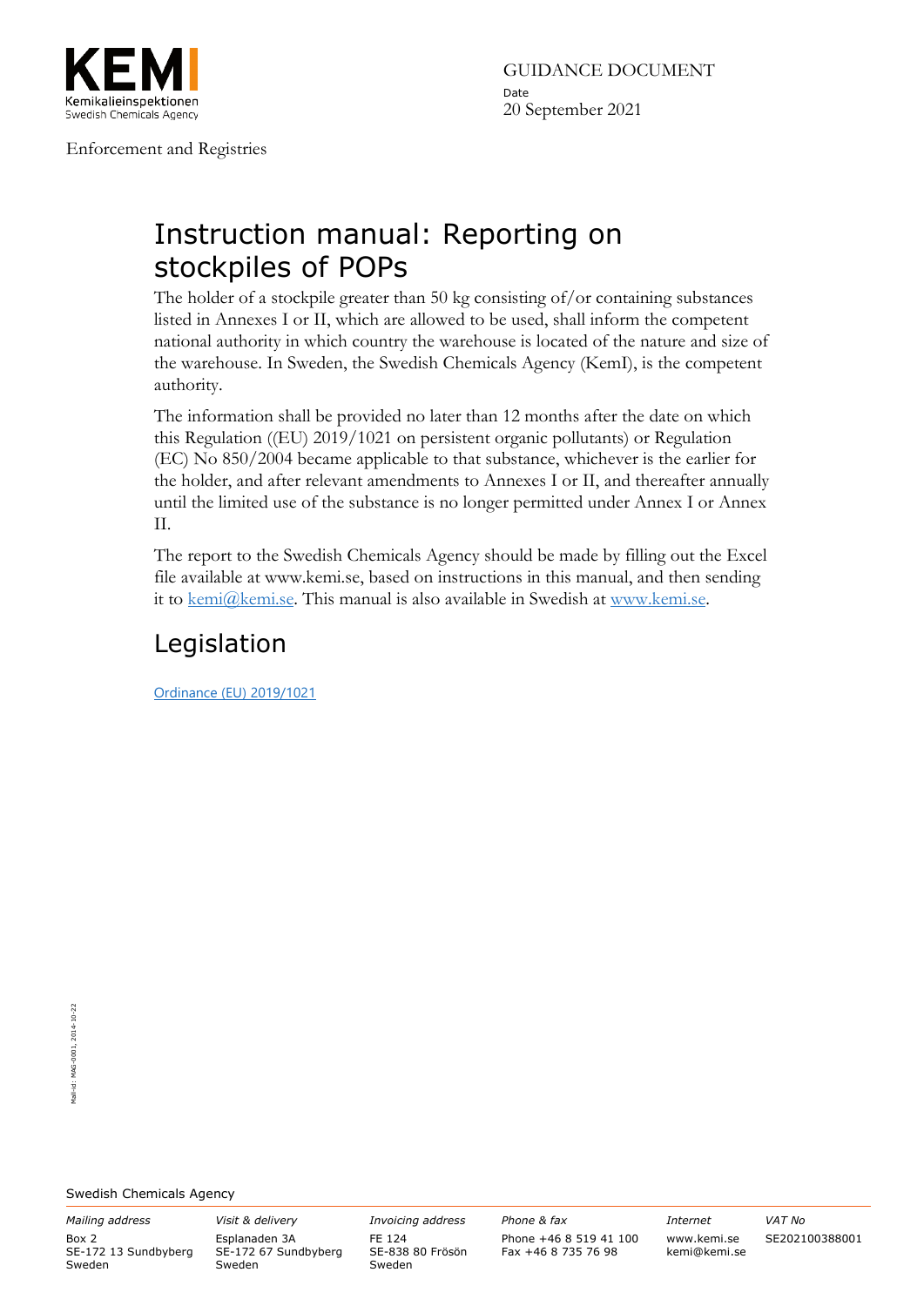GUIDANCE DOCUMENT

Date

20 September 2021

Enforcement and Registries

# Instruction manual: Reporting on stockpiles of POPs

The holder of a stockpile greater than 50 kg consisting of/or containing substances listed in Annexes I or II, which are allowed to be used, shall inform the competent national authority in which country the warehouse is located of the nature and size of the warehouse. In Sweden, the Swedish Chemicals Agency (KemI), is the competent authority.

The information shall be provided no later than 12 months after the date on which this Regulation ((EU) 2019/1021 on persistent organic pollutants) or Regulation (EC) No 850/2004 became applicable to that substance, whichever is the earlier for the holder, and after relevant amendments to Annexes I or II, and thereafter annually until the limited use of the substance is no longer permitted under Annex I or Annex II.

The report to the Swedish Chemicals Agency should be made by filling out the Excel file available at www.kemi.se, based on instructions in this manual, and then sending it to kemi@kemi.se. This manual is also available in Swedish at www.kemi.se.

## Legislation

Ordinance (EU) 2019/1021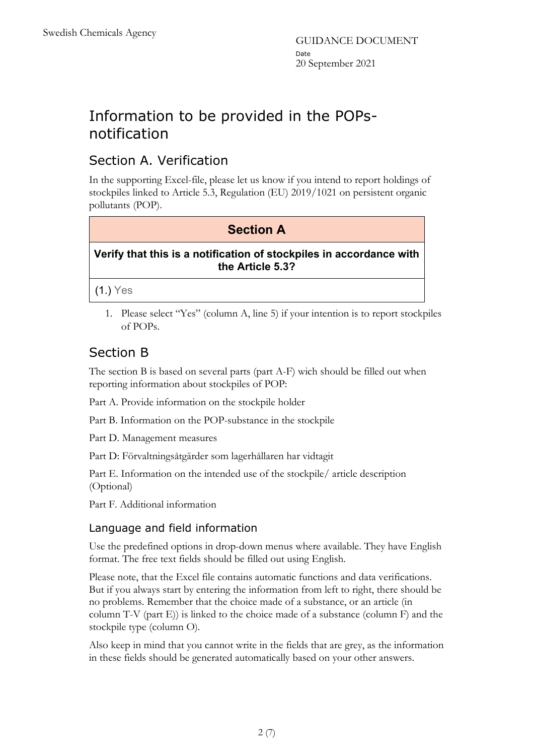Swedish Chemicals Agency

GUIDANCE DOCUMENT
Date
20 September 2021

# Information to be provided in the POPs-notification

## Section A. Verification

In the supporting Excel-file, please let us know if you intend to report holdings of stockpiles linked to Article 5.3, Regulation (EU) 2019/1021 on persistent organic pollutants (POP).

| **Section A** |
| --- |
| **Verify that this is a notification of stockpiles in accordance with the Article 5.3?** |
| (1.) Yes |

1. Please select "Yes" (column A, line 5) if your intention is to report stockpiles of POPs.

## Section B

The section B is based on several parts (part A-F) wich should be filled out when reporting information about stockpiles of POP:

Part A. Provide information on the stockpile holder

Part B. Information on the POP-substance in the stockpile

Part D. Management measures

Part D: Förvaltningsåtgärder som lagerhållaren har vidtagit

Part E. Information on the intended use of the stockpile/ article description (Optional)

Part F. Additional information

### Language and field information

Use the predefined options in drop-down menus where available. They have English format. The free text fields should be filled out using English.

Please note, that the Excel file contains automatic functions and data verifications. But if you always start by entering the information from left to right, there should be no problems. Remember that the choice made of a substance, or an article (in column T-V (part E)) is linked to the choice made of a substance (column F) and the stockpile type (column O).

Also keep in mind that you cannot write in the fields that are grey, as the information in these fields should be generated automatically based on your other answers.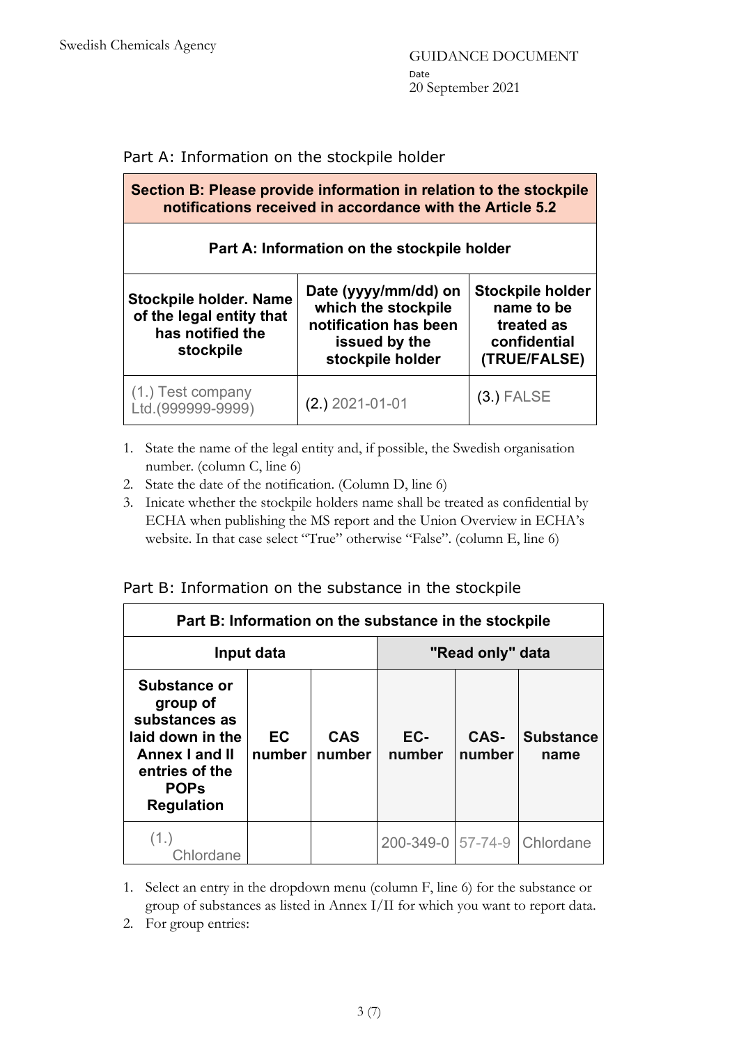## Part A: Information on the stockpile holder

| Section B: Please provide information in relation to the stockpile notifications received in accordance with the Article 5.2 | | |
|---|---|---|
| **Part A: Information on the stockpile holder** | | |
| **Stockpile holder. Name of the legal entity that has notified the stockpile** | **Date (yyyy/mm/dd) on which the stockpile notification has been issued by the stockpile holder** | **Stockpile holder name to be treated as confidential (TRUE/FALSE)** |
| (1.) Test company Ltd.(999999-9999) | (2.) 2021-01-01 | (3.) FALSE |

1. State the name of the legal entity and, if possible, the Swedish organisation number. (column C, line 6)
2. State the date of the notification. (Column D, line 6)
3. Inicate whether the stockpile holders name shall be treated as confidential by ECHA when publishing the MS report and the Union Overview in ECHA's website. In that case select "True" otherwise "False". (column E, line 6)

## Part B: Information on the substance in the stockpile

| Part B: Information on the substance in the stockpile | | | | | |
|---|---|---|---|---|---|
| **Input data** | | | **"Read only" data** | | |
| **Substance or group of substances as laid down in the Annex I and II entries of the POPs Regulation** | **EC number** | **CAS number** | **EC-number** | **CAS-number** | **Substance name** |
| (1.) Chlordane | | | 200-349-0 | 57-74-9 | Chlordane |

1. Select an entry in the dropdown menu (column F, line 6) for the substance or group of substances as listed in Annex I/II for which you want to report data.
2. For group entries: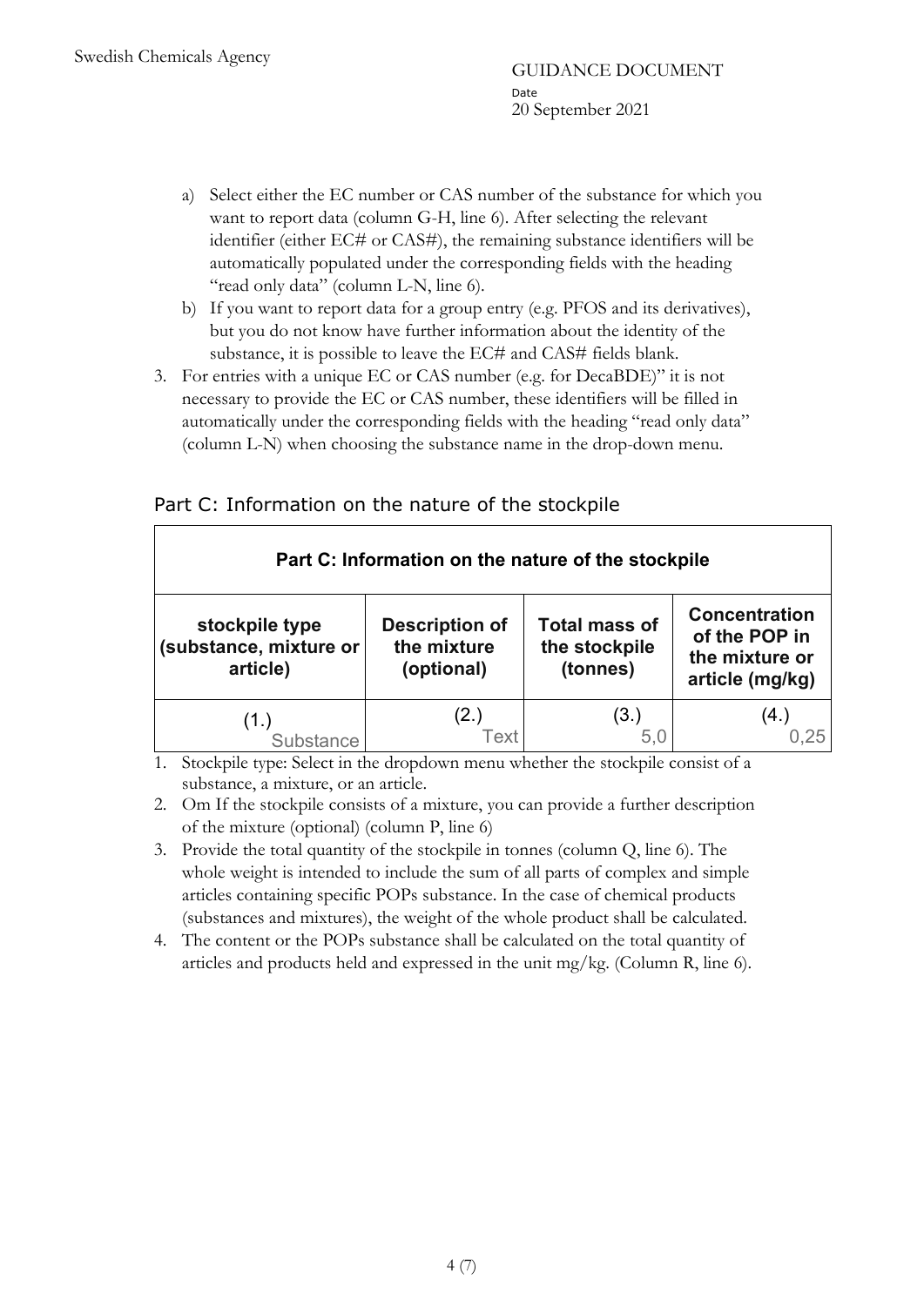a) Select either the EC number or CAS number of the substance for which you want to report data (column G-H, line 6). After selecting the relevant identifier (either EC# or CAS#), the remaining substance identifiers will be automatically populated under the corresponding fields with the heading "read only data" (column L-N, line 6).

b) If you want to report data for a group entry (e.g. PFOS and its derivatives), but you do not know have further information about the identity of the substance, it is possible to leave the EC# and CAS# fields blank.

3. For entries with a unique EC or CAS number (e.g. for DecaBDE)" it is not necessary to provide the EC or CAS number, these identifiers will be filled in automatically under the corresponding fields with the heading "read only data" (column L-N) when choosing the substance name in the drop-down menu.

## Part C: Information on the nature of the stockpile

| Part C: Information on the nature of the stockpile | | | |
|---|---|---|---|
| **stockpile type (substance, mixture or article)** | **Description of the mixture (optional)** | **Total mass of the stockpile (tonnes)** | **Concentration of the POP in the mixture or article (mg/kg)** |
| (1.) Substance | (2.) Text | (3.) 5,0 | (4.) 0,25 |

1. Stockpile type: Select in the dropdown menu whether the stockpile consist of a substance, a mixture, or an article.
2. Om If the stockpile consists of a mixture, you can provide a further description of the mixture (optional) (column P, line 6)
3. Provide the total quantity of the stockpile in tonnes (column Q, line 6). The whole weight is intended to include the sum of all parts of complex and simple articles containing specific POPs substance. In the case of chemical products (substances and mixtures), the weight of the whole product shall be calculated.
4. The content or the POPs substance shall be calculated on the total quantity of articles and products held and expressed in the unit mg/kg. (Column R, line 6).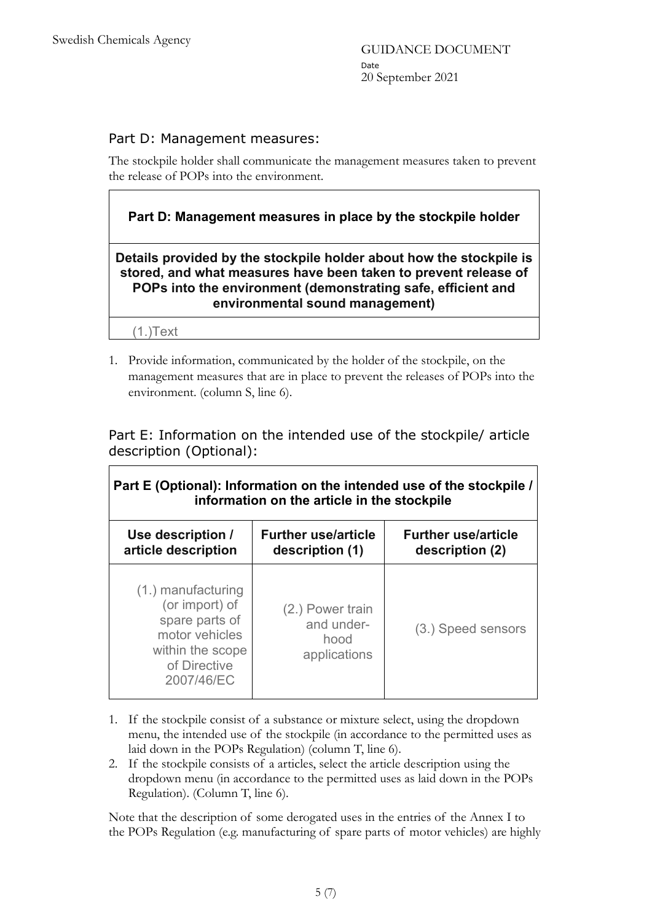## Part D: Management measures:

The stockpile holder shall communicate the management measures taken to prevent the release of POPs into the environment.

| **Part D: Management measures in place by the stockpile holder** |
| --- |
| **Details provided by the stockpile holder about how the stockpile is stored, and what measures have been taken to prevent release of POPs into the environment (demonstrating safe, efficient and environmental sound management)** |
| (1.)Text |

1. Provide information, communicated by the holder of the stockpile, on the management measures that are in place to prevent the releases of POPs into the environment. (column S, line 6).

## Part E: Information on the intended use of the stockpile/ article description (Optional):

| **Part E (Optional): Information on the intended use of the stockpile / information on the article in the stockpile** | | |
| --- | --- | --- |
| **Use description / article description** | **Further use/article description (1)** | **Further use/article description (2)** |
| (1.) manufacturing (or import) of spare parts of motor vehicles within the scope of Directive 2007/46/EC | (2.) Power train and under-hood applications | (3.) Speed sensors |

1. If the stockpile consist of a substance or mixture select, using the dropdown menu, the intended use of the stockpile (in accordance to the permitted uses as laid down in the POPs Regulation) (column T, line 6).
2. If the stockpile consists of a articles, select the article description using the dropdown menu (in accordance to the permitted uses as laid down in the POPs Regulation). (Column T, line 6).

Note that the description of some derogated uses in the entries of the Annex I to the POPs Regulation (e.g. manufacturing of spare parts of motor vehicles) are highly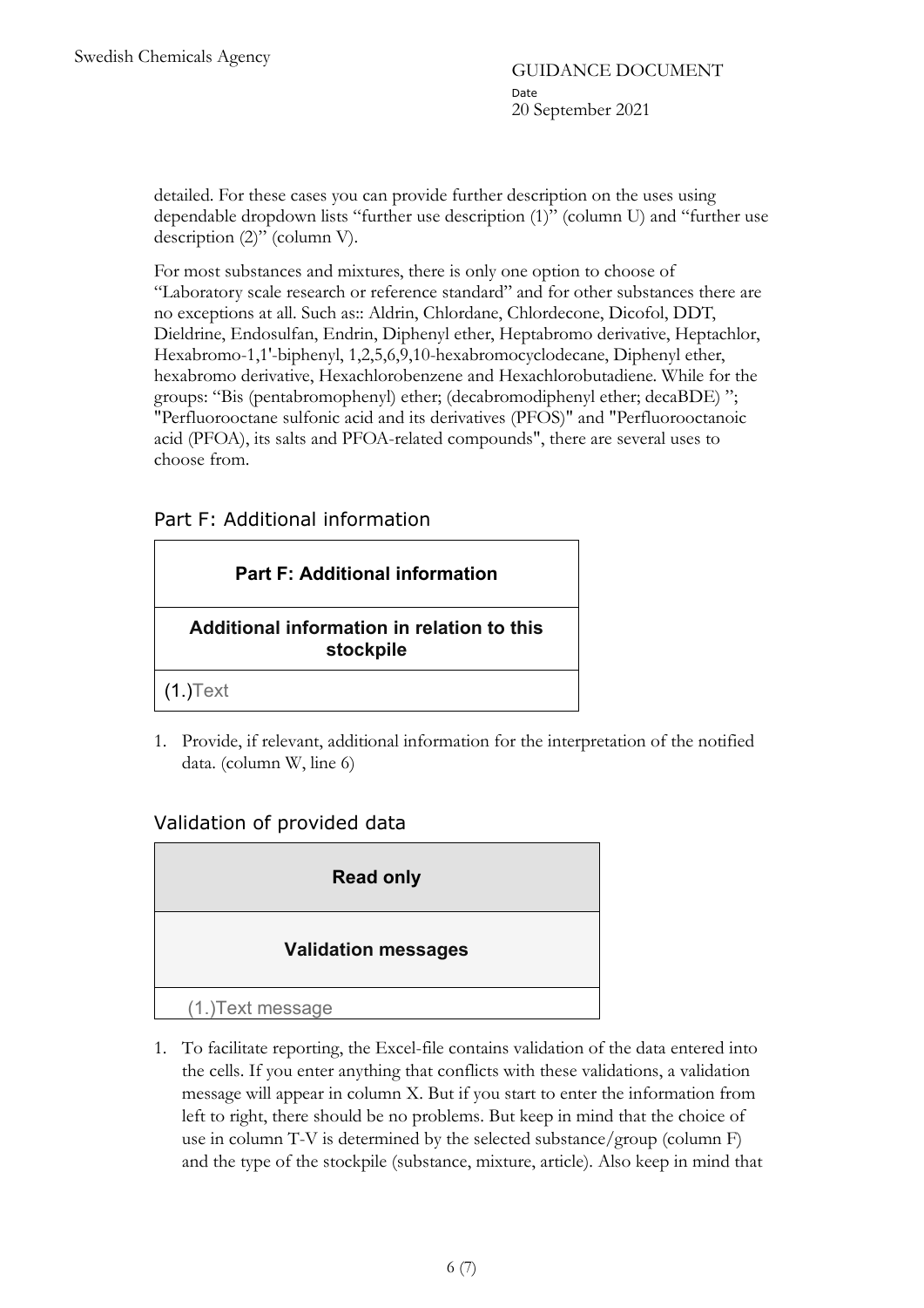detailed. For these cases you can provide further description on the uses using dependable dropdown lists "further use description (1)" (column U) and "further use description (2)" (column V).

For most substances and mixtures, there is only one option to choose of "Laboratory scale research or reference standard" and for other substances there are no exceptions at all. Such as:: Aldrin, Chlordane, Chlordecone, Dicofol, DDT, Dieldrine, Endosulfan, Endrin, Diphenyl ether, Heptabromo derivative, Heptachlor, Hexabromo-1,1'-biphenyl, 1,2,5,6,9,10-hexabromocyclodecane, Diphenyl ether, hexabromo derivative, Hexachlorobenzene and Hexachlorobutadiene. While for the groups: "Bis (pentabromophenyl) ether; (decabromodiphenyl ether; decaBDE) "; "Perfluorooctane sulfonic acid and its derivatives (PFOS)" and "Perfluorooctanoic acid (PFOA), its salts and PFOA-related compounds", there are several uses to choose from.

## Part F: Additional information

| **Part F: Additional information** |
|---|
| **Additional information in relation to this stockpile** |
| (1.)Text |

1. Provide, if relevant, additional information for the interpretation of the notified data. (column W, line 6)

## Validation of provided data

| **Read only** |
|---|
| **Validation messages** |
| (1.)Text message |

1. To facilitate reporting, the Excel-file contains validation of the data entered into the cells. If you enter anything that conflicts with these validations, a validation message will appear in column X. But if you start to enter the information from left to right, there should be no problems. But keep in mind that the choice of use in column T-V is determined by the selected substance/group (column F) and the type of the stockpile (substance, mixture, article). Also keep in mind that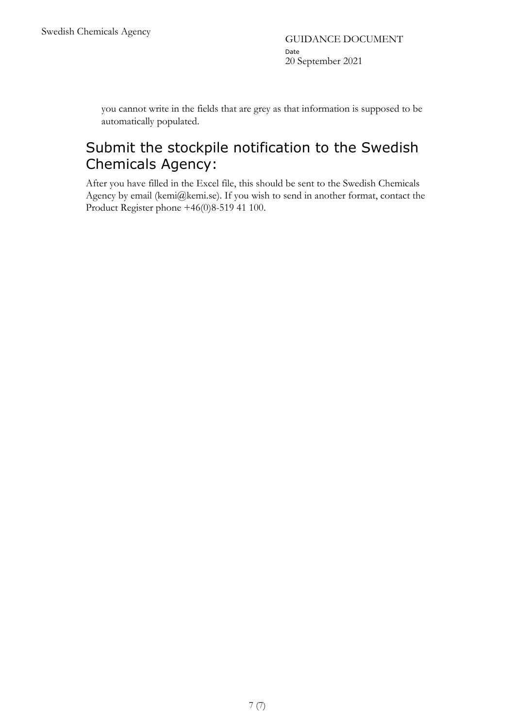you cannot write in the fields that are grey as that information is supposed to be automatically populated.

## Submit the stockpile notification to the Swedish Chemicals Agency:

After you have filled in the Excel file, this should be sent to the Swedish Chemicals Agency by email (kemi@kemi.se). If you wish to send in another format, contact the Product Register phone +46(0)8-519 41 100.